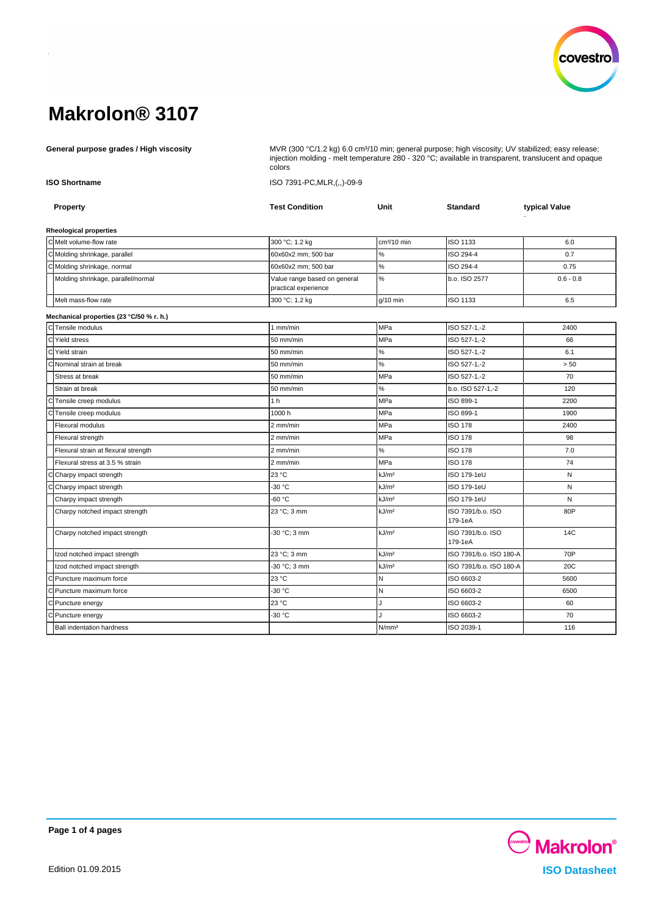# Makrolon® 3107

**General purpose grades / High viscosity**

MVR (300 °C/1.2 kg) 6.0 cm³/10 min; general purpose; high viscosity; UV stabilized; easy release; injection molding - melt temperature 280 - 320 °C; available in transparent, translucent and opaque colors

**ISO Shortname**

ISO 7391-PC,MLR,(,,)-09-9

| | Property | Test Condition | Unit | Standard | typical Value |
|---|---|---|---|---|---|
| | **Rheological properties** | | | | |
| C | Melt volume-flow rate | 300 °C; 1.2 kg | cm³/10 min | ISO 1133 | 6.0 |
| C | Molding shrinkage, parallel | 60x60x2 mm; 500 bar | % | ISO 294-4 | 0.7 |
| C | Molding shrinkage, normal | 60x60x2 mm; 500 bar | % | ISO 294-4 | 0.75 |
| | Molding shrinkage, parallel/normal | Value range based on general practical experience | % | b.o. ISO 2577 | 0.6 - 0.8 |
| | Melt mass-flow rate | 300 °C; 1.2 kg | g/10 min | ISO 1133 | 6.5 |
| | **Mechanical properties (23 °C/50 % r. h.)** | | | | |
| C | Tensile modulus | 1 mm/min | MPa | ISO 527-1,-2 | 2400 |
| C | Yield stress | 50 mm/min | MPa | ISO 527-1,-2 | 66 |
| C | Yield strain | 50 mm/min | % | ISO 527-1,-2 | 6.1 |
| C | Nominal strain at break | 50 mm/min | % | ISO 527-1,-2 | > 50 |
| | Stress at break | 50 mm/min | MPa | ISO 527-1,-2 | 70 |
| | Strain at break | 50 mm/min | % | b.o. ISO 527-1,-2 | 120 |
| C | Tensile creep modulus | 1 h | MPa | ISO 899-1 | 2200 |
| C | Tensile creep modulus | 1000 h | MPa | ISO 899-1 | 1900 |
| | Flexural modulus | 2 mm/min | MPa | ISO 178 | 2400 |
| | Flexural strength | 2 mm/min | MPa | ISO 178 | 98 |
| | Flexural strain at flexural strength | 2 mm/min | % | ISO 178 | 7.0 |
| | Flexural stress at 3.5 % strain | 2 mm/min | MPa | ISO 178 | 74 |
| C | Charpy impact strength | 23 °C | kJ/m² | ISO 179-1eU | N |
| C | Charpy impact strength | -30 °C | kJ/m² | ISO 179-1eU | N |
| | Charpy impact strength | -60 °C | kJ/m² | ISO 179-1eU | N |
| | Charpy notched impact strength | 23 °C; 3 mm | kJ/m² | ISO 7391/b.o. ISO 179-1eA | 80P |
| | Charpy notched impact strength | -30 °C; 3 mm | kJ/m² | ISO 7391/b.o. ISO 179-1eA | 14C |
| | Izod notched impact strength | 23 °C; 3 mm | kJ/m² | ISO 7391/b.o. ISO 180-A | 70P |
| | Izod notched impact strength | -30 °C; 3 mm | kJ/m² | ISO 7391/b.o. ISO 180-A | 20C |
| C | Puncture maximum force | 23 °C | N | ISO 6603-2 | 5600 |
| C | Puncture maximum force | -30 °C | N | ISO 6603-2 | 6500 |
| C | Puncture energy | 23 °C | J | ISO 6603-2 | 60 |
| C | Puncture energy | -30 °C | J | ISO 6603-2 | 70 |
| | Ball indentation hardness | | N/mm² | ISO 2039-1 | 116 |

Edition 01.09.2015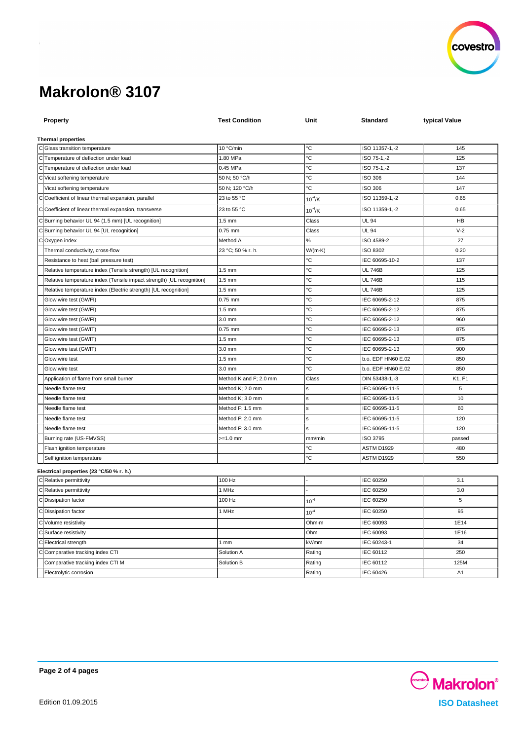# Makrolon® 3107

| | Property | Test Condition | Unit | Standard | typical Value |
|---|---|---|---|---|---|
| | **Thermal properties** | | | | |
| C | Glass transition temperature | 10 °C/min | °C | ISO 11357-1,-2 | 145 |
| C | Temperature of deflection under load | 1.80 MPa | °C | ISO 75-1,-2 | 125 |
| C | Temperature of deflection under load | 0.45 MPa | °C | ISO 75-1,-2 | 137 |
| C | Vicat softening temperature | 50 N; 50 °C/h | °C | ISO 306 | 144 |
| | Vicat softening temperature | 50 N; 120 °C/h | °C | ISO 306 | 147 |
| C | Coefficient of linear thermal expansion, parallel | 23 to 55 °C | $10^{-4}$/K | ISO 11359-1,-2 | 0.65 |
| C | Coefficient of linear thermal expansion, transverse | 23 to 55 °C | $10^{-4}$/K | ISO 11359-1,-2 | 0.65 |
| C | Burning behavior UL 94 (1.5 mm) [UL recognition] | 1.5 mm | Class | UL 94 | HB |
| C | Burning behavior UL 94 [UL recognition] | 0.75 mm | Class | UL 94 | V-2 |
| C | Oxygen index | Method A | % | ISO 4589-2 | 27 |
| | Thermal conductivity, cross-flow | 23 °C; 50 % r. h. | W/(m·K) | ISO 8302 | 0.20 |
| | Resistance to heat (ball pressure test) | | °C | IEC 60695-10-2 | 137 |
| | Relative temperature index (Tensile strength) [UL recognition] | 1.5 mm | °C | UL 746B | 125 |
| | Relative temperature index (Tensile impact strength) [UL recognition] | 1.5 mm | °C | UL 746B | 115 |
| | Relative temperature index (Electric strength) [UL recognition] | 1.5 mm | °C | UL 746B | 125 |
| | Glow wire test (GWFI) | 0.75 mm | °C | IEC 60695-2-12 | 875 |
| | Glow wire test (GWFI) | 1.5 mm | °C | IEC 60695-2-12 | 875 |
| | Glow wire test (GWFI) | 3.0 mm | °C | IEC 60695-2-12 | 960 |
| | Glow wire test (GWIT) | 0.75 mm | °C | IEC 60695-2-13 | 875 |
| | Glow wire test (GWIT) | 1.5 mm | °C | IEC 60695-2-13 | 875 |
| | Glow wire test (GWIT) | 3.0 mm | °C | IEC 60695-2-13 | 900 |
| | Glow wire test | 1.5 mm | °C | b.o. EDF HN60 E.02 | 850 |
| | Glow wire test | 3.0 mm | °C | b.o. EDF HN60 E.02 | 850 |
| | Application of flame from small burner | Method K and F; 2.0 mm | Class | DIN 53438-1,-3 | K1, F1 |
| | Needle flame test | Method K; 2.0 mm | s | IEC 60695-11-5 | 5 |
| | Needle flame test | Method K; 3.0 mm | s | IEC 60695-11-5 | 10 |
| | Needle flame test | Method F; 1.5 mm | s | IEC 60695-11-5 | 60 |
| | Needle flame test | Method F; 2.0 mm | s | IEC 60695-11-5 | 120 |
| | Needle flame test | Method F; 3.0 mm | s | IEC 60695-11-5 | 120 |
| | Burning rate (US-FMVSS) | >=1.0 mm | mm/min | ISO 3795 | passed |
| | Flash ignition temperature | | °C | ASTM D1929 | 480 |
| | Self ignition temperature | | °C | ASTM D1929 | 550 |
| | **Electrical properties (23 °C/50 % r. h.)** | | | | |
| C | Relative permittivity | 100 Hz | - | IEC 60250 | 3.1 |
| C | Relative permittivity | 1 MHz | - | IEC 60250 | 3.0 |
| C | Dissipation factor | 100 Hz | $10^{-4}$ | IEC 60250 | 5 |
| C | Dissipation factor | 1 MHz | $10^{-4}$ | IEC 60250 | 95 |
| C | Volume resistivity | | Ohm·m | IEC 60093 | 1E14 |
| C | Surface resistivity | | Ohm | IEC 60093 | 1E16 |
| C | Electrical strength | 1 mm | kV/mm | IEC 60243-1 | 34 |
| C | Comparative tracking index CTI | Solution A | Rating | IEC 60112 | 250 |
| | Comparative tracking index CTI M | Solution B | Rating | IEC 60112 | 125M |
| | Electrolytic corrosion | | Rating | IEC 60426 | A1 |

Edition 01.09.2015

ISO Datasheet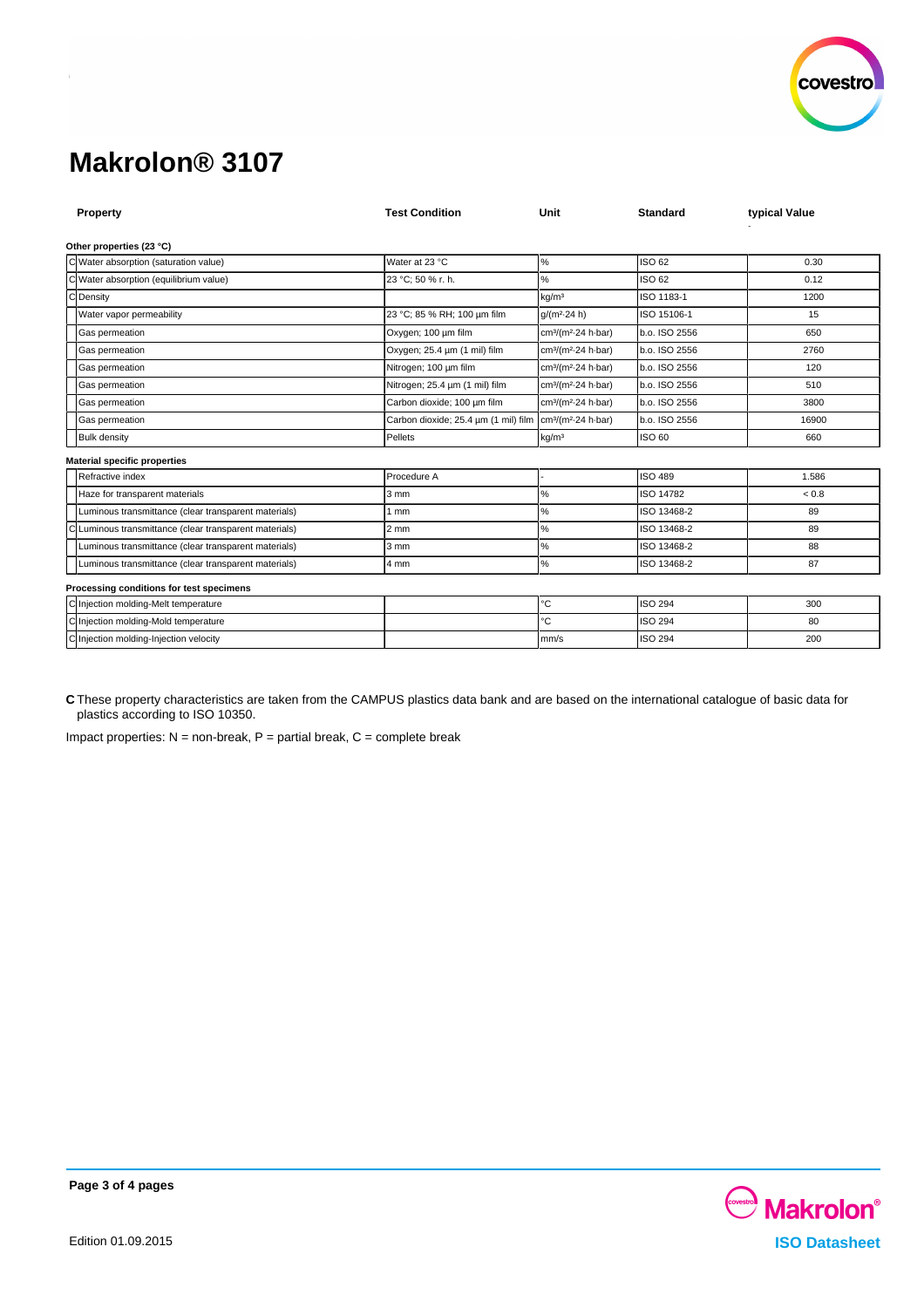# Makrolon® 3107

| | Property | Test Condition | Unit | Standard | typical Value |
|---|---|---|---|---|---|
| | **Other properties (23 °C)** | | | | |
| C | Water absorption (saturation value) | Water at 23 °C | % | ISO 62 | 0.30 |
| C | Water absorption (equilibrium value) | 23 °C; 50 % r. h. | % | ISO 62 | 0.12 |
| C | Density | | kg/m³ | ISO 1183-1 | 1200 |
| | Water vapor permeability | 23 °C; 85 % RH; 100 µm film | g/(m²·24 h) | ISO 15106-1 | 15 |
| | Gas permeation | Oxygen; 100 µm film | cm³/(m²·24 h·bar) | b.o. ISO 2556 | 650 |
| | Gas permeation | Oxygen; 25.4 µm (1 mil) film | cm³/(m²·24 h·bar) | b.o. ISO 2556 | 2760 |
| | Gas permeation | Nitrogen; 100 µm film | cm³/(m²·24 h·bar) | b.o. ISO 2556 | 120 |
| | Gas permeation | Nitrogen; 25.4 µm (1 mil) film | cm³/(m²·24 h·bar) | b.o. ISO 2556 | 510 |
| | Gas permeation | Carbon dioxide; 100 µm film | cm³/(m²·24 h·bar) | b.o. ISO 2556 | 3800 |
| | Gas permeation | Carbon dioxide; 25.4 µm (1 mil) film | cm³/(m²·24 h·bar) | b.o. ISO 2556 | 16900 |
| | Bulk density | Pellets | kg/m³ | ISO 60 | 660 |
| | **Material specific properties** | | | | |
| | Refractive index | Procedure A | - | ISO 489 | 1.586 |
| | Haze for transparent materials | 3 mm | % | ISO 14782 | < 0.8 |
| | Luminous transmittance (clear transparent materials) | 1 mm | % | ISO 13468-2 | 89 |
| C | Luminous transmittance (clear transparent materials) | 2 mm | % | ISO 13468-2 | 89 |
| | Luminous transmittance (clear transparent materials) | 3 mm | % | ISO 13468-2 | 88 |
| | Luminous transmittance (clear transparent materials) | 4 mm | % | ISO 13468-2 | 87 |
| | **Processing conditions for test specimens** | | | | |
| C | Injection molding-Melt temperature | | °C | ISO 294 | 300 |
| C | Injection molding-Mold temperature | | °C | ISO 294 | 80 |
| C | Injection molding-Injection velocity | | mm/s | ISO 294 | 200 |

**C** These property characteristics are taken from the CAMPUS plastics data bank and are based on the international catalogue of basic data for plastics according to ISO 10350.

Impact properties: N = non-break, P = partial break, C = complete break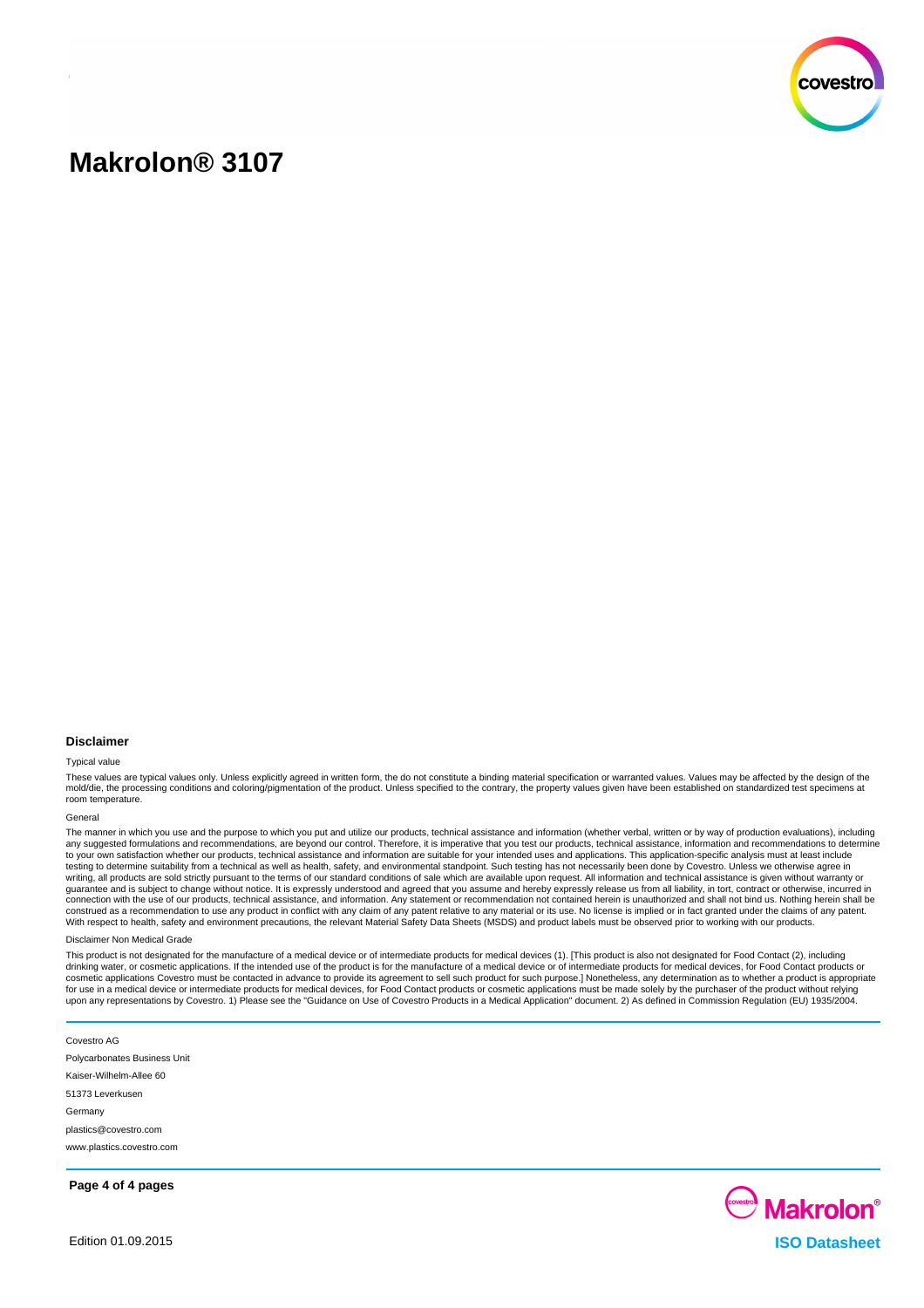# Makrolon® 3107

### Disclaimer

Typical value

These values are typical values only. Unless explicitly agreed in written form, the do not constitute a binding material specification or warranted values. Values may be affected by the design of the mold/die, the processing conditions and coloring/pigmentation of the product. Unless specified to the contrary, the property values given have been established on standardized test specimens at room temperature.

General

The manner in which you use and the purpose to which you put and utilize our products, technical assistance and information (whether verbal, written or by way of production evaluations), including any suggested formulations and recommendations, are beyond our control. Therefore, it is imperative that you test our products, technical assistance, information and recommendations to determine to your own satisfaction whether our products, technical assistance and information are suitable for your intended uses and applications. This application-specific analysis must at least include testing to determine suitability from a technical as well as health, safety, and environmental standpoint. Such testing has not necessarily been done by Covestro. Unless we otherwise agree in writing, all products are sold strictly pursuant to the terms of our standard conditions of sale which are available upon request. All information and technical assistance is given without warranty or guarantee and is subject to change without notice. It is expressly understood and agreed that you assume and hereby expressly release us from all liability, in tort, contract or otherwise, incurred in connection with the use of our products, technical assistance, and information. Any statement or recommendation not contained herein is unauthorized and shall not bind us. Nothing herein shall be construed as a recommendation to use any product in conflict with any claim of any patent relative to any material or its use. No license is implied or in fact granted under the claims of any patent. With respect to health, safety and environment precautions, the relevant Material Safety Data Sheets (MSDS) and product labels must be observed prior to working with our products.

Disclaimer Non Medical Grade

This product is not designated for the manufacture of a medical device or of intermediate products for medical devices (1). [This product is also not designated for Food Contact (2), including drinking water, or cosmetic applications. If the intended use of the product is for the manufacture of a medical device or of intermediate products for medical devices, for Food Contact products or cosmetic applications Covestro must be contacted in advance to provide its agreement to sell such product for such purpose.] Nonetheless, any determination as to whether a product is appropriate for use in a medical device or intermediate products for medical devices, for Food Contact products or cosmetic applications must be made solely by the purchaser of the product without relying upon any representations by Covestro. 1) Please see the "Guidance on Use of Covestro Products in a Medical Application" document. 2) As defined in Commission Regulation (EU) 1935/2004.

Covestro AG

Polycarbonates Business Unit

Kaiser-Wilhelm-Allee 60

51373 Leverkusen

Germany

plastics@covestro.com

www.plastics.covestro.com

Edition 01.09.2015

Makrolon® ISO Datasheet